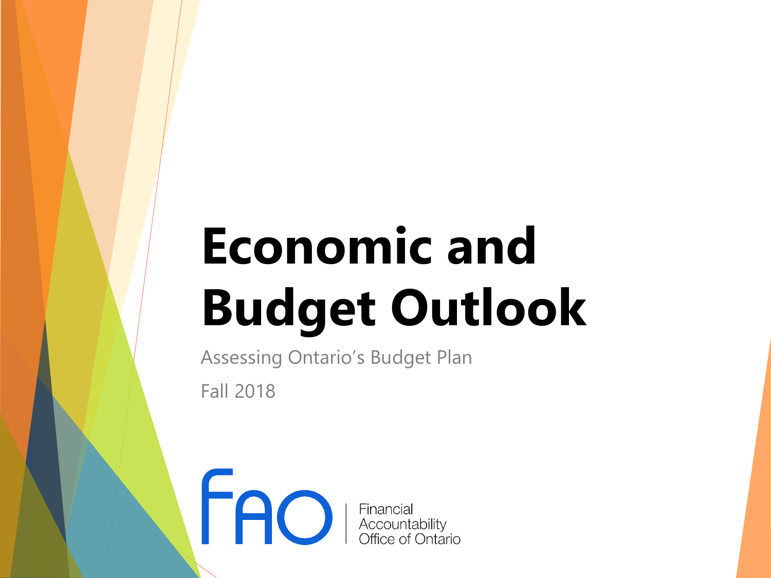# Economic and Budget Outlook

Assessing Ontario's Budget Plan

Fall 2018

FAO | Financial Accountability Office of Ontario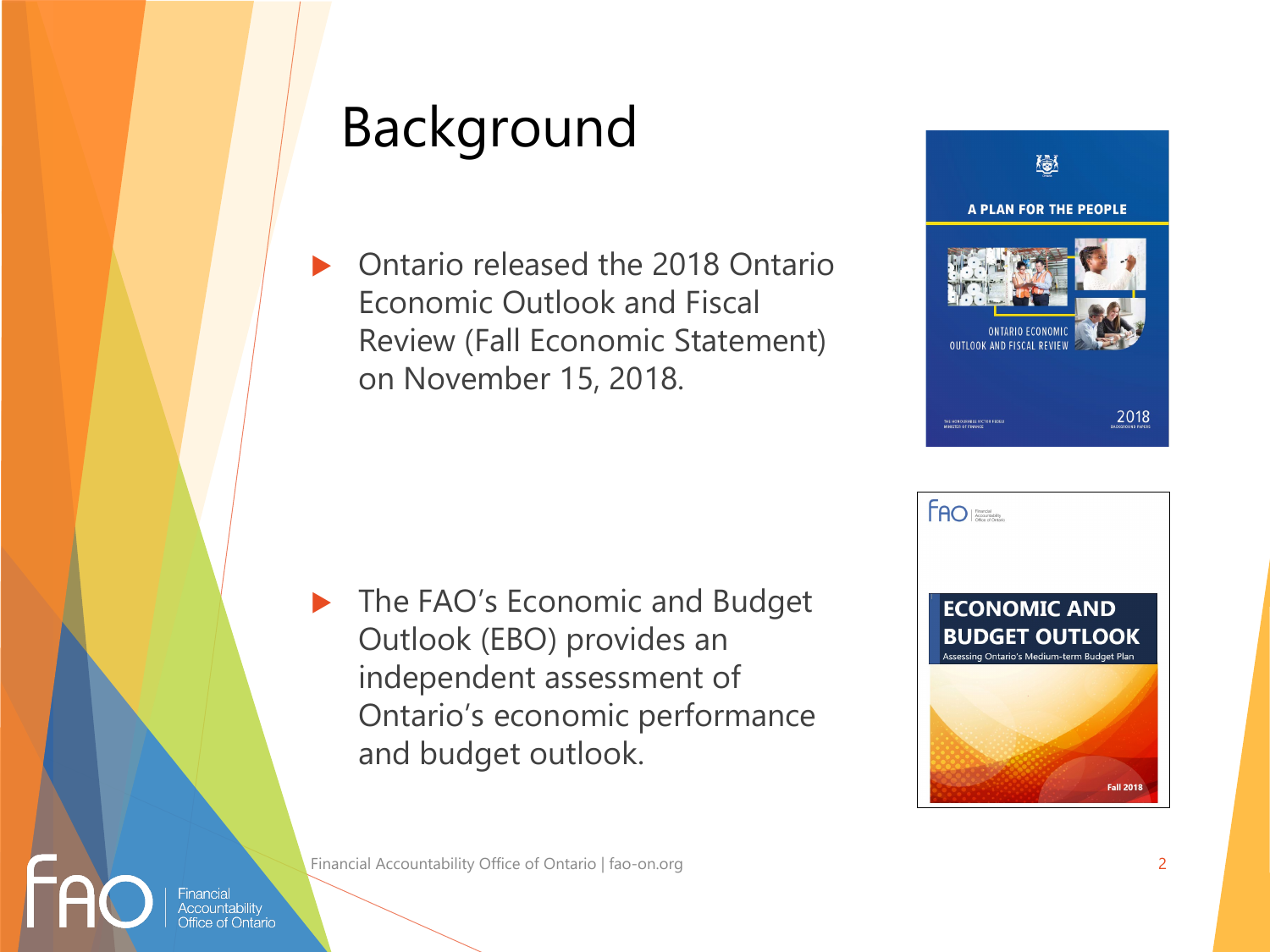# Background

- Ontario released the 2018 Ontario Economic Outlook and Fiscal Review (Fall Economic Statement) on November 15, 2018.

- The FAO's Economic and Budget Outlook (EBO) provides an independent assessment of Ontario's economic performance and budget outlook.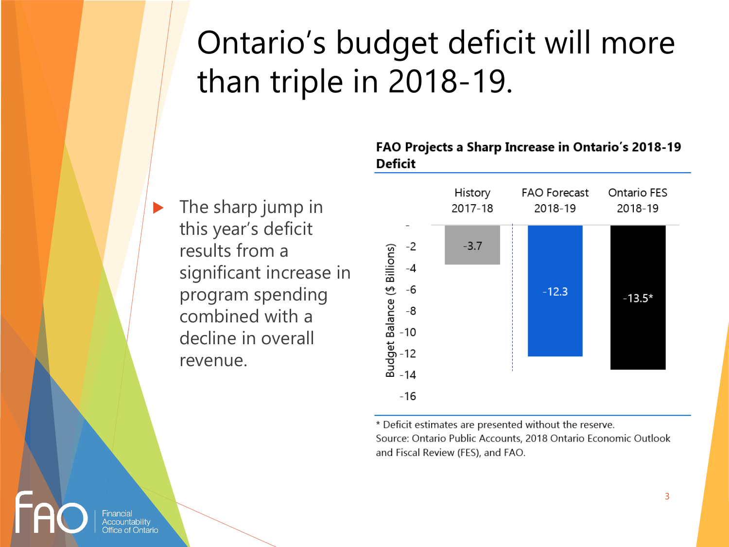# Ontario's budget deficit will more than triple in 2018-19.

- The sharp jump in this year's deficit results from a significant increase in program spending combined with a decline in overall revenue.

**FAO Projects a Sharp Increase in Ontario's 2018-19 Deficit**

| | History 2017-18 | FAO Forecast 2018-19 | Ontario FES 2018-19 |
|---|---|---|---|
| Budget Balance ($ Billions) | -3.7 | -12.3 | -13.5* |

\* Deficit estimates are presented without the reserve.
Source: Ontario Public Accounts, 2018 Ontario Economic Outlook and Fiscal Review (FES), and FAO.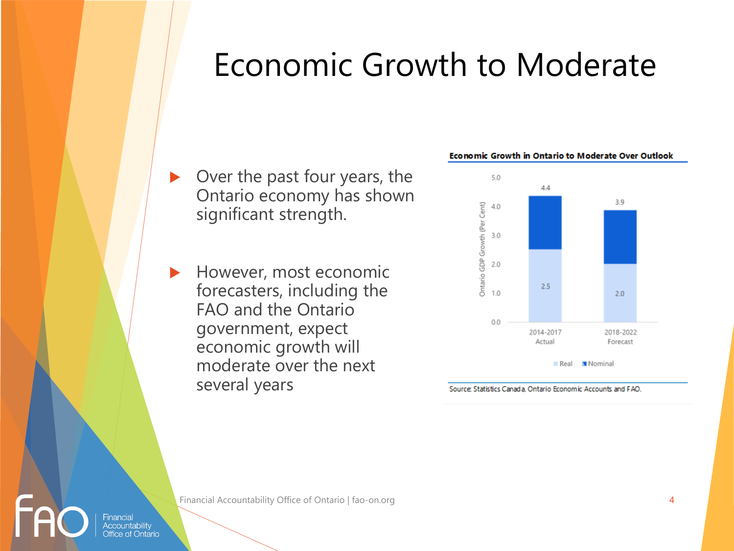# Economic Growth to Moderate

- Over the past four years, the Ontario economy has shown significant strength.
- However, most economic forecasters, including the FAO and the Ontario government, expect economic growth will moderate over the next several years

**Economic Growth in Ontario to Moderate Over Outlook**

| Ontario GDP Growth (Per Cent) | Real | Nominal |
| --- | --- | --- |
| 2014-2017 Actual | 2.5 | 4.4 |
| 2018-2022 Forecast | 2.0 | 3.9 |

Source: Statistics Canada, Ontario Economic Accounts and FAO.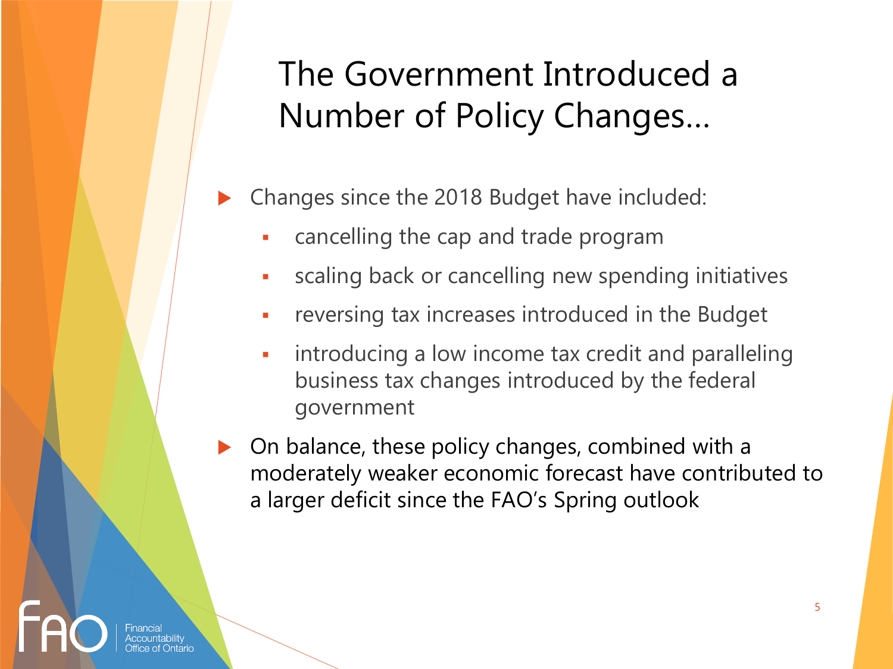# The Government Introduced a Number of Policy Changes…

- Changes since the 2018 Budget have included:
  - cancelling the cap and trade program
  - scaling back or cancelling new spending initiatives
  - reversing tax increases introduced in the Budget
  - introducing a low income tax credit and paralleling business tax changes introduced by the federal government
- On balance, these policy changes, combined with a moderately weaker economic forecast have contributed to a larger deficit since the FAO's Spring outlook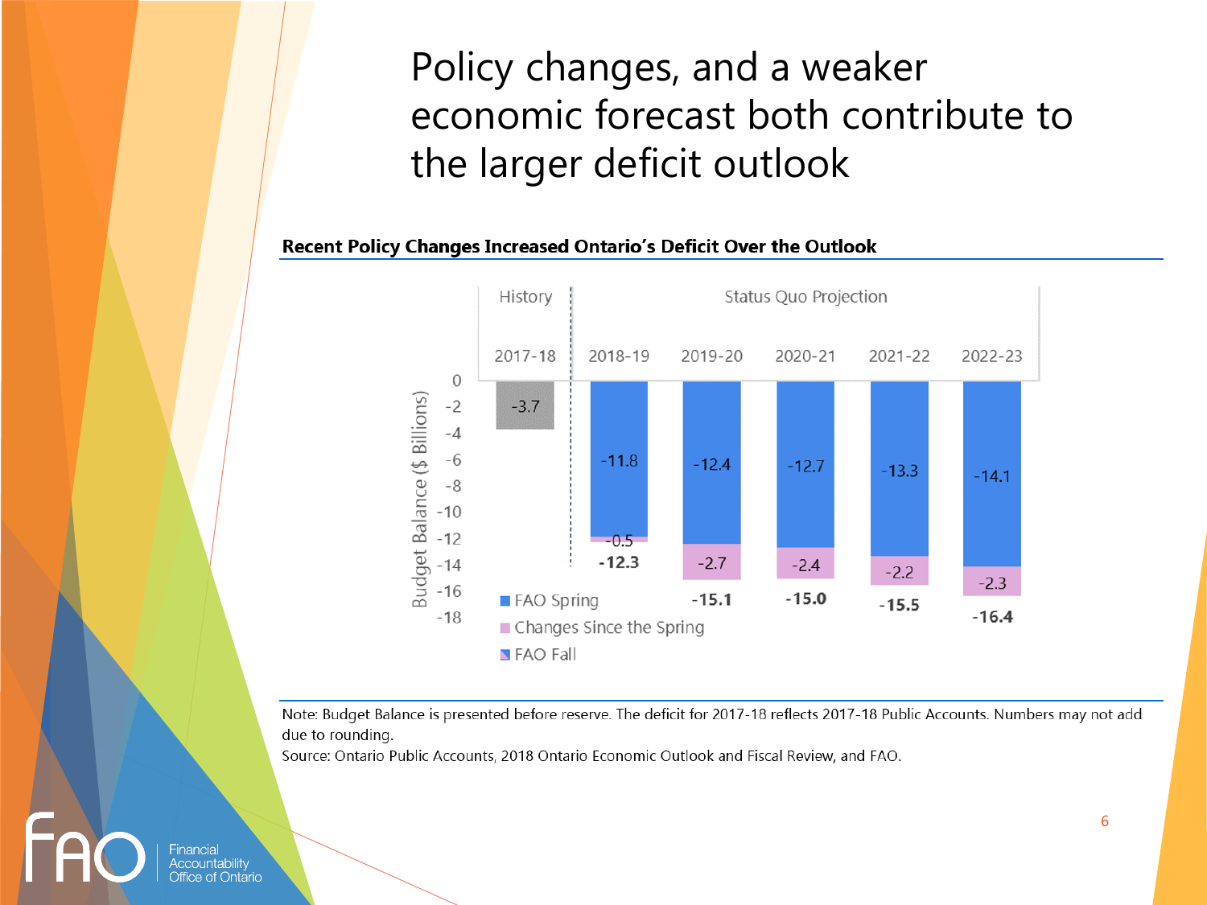# Policy changes, and a weaker economic forecast both contribute to the larger deficit outlook

**Recent Policy Changes Increased Ontario's Deficit Over the Outlook**

| Budget Balance ($ Billions) | History | Status Quo Projection | | | | |
|---|---|---|---|---|---|---|
| | 2017-18 | 2018-19 | 2019-20 | 2020-21 | 2021-22 | 2022-23 |
| FAO Spring | -3.7 | -11.8 | -12.4 | -12.7 | -13.3 | -14.1 |
| Changes Since the Spring | | -0.5 | -2.7 | -2.4 | -2.2 | -2.3 |
| FAO Fall | | **-12.3** | **-15.1** | **-15.0** | **-15.5** | **-16.4** |

Note: Budget Balance is presented before reserve. The deficit for 2017-18 reflects 2017-18 Public Accounts. Numbers may not add due to rounding.

Source: Ontario Public Accounts, 2018 Ontario Economic Outlook and Fiscal Review, and FAO.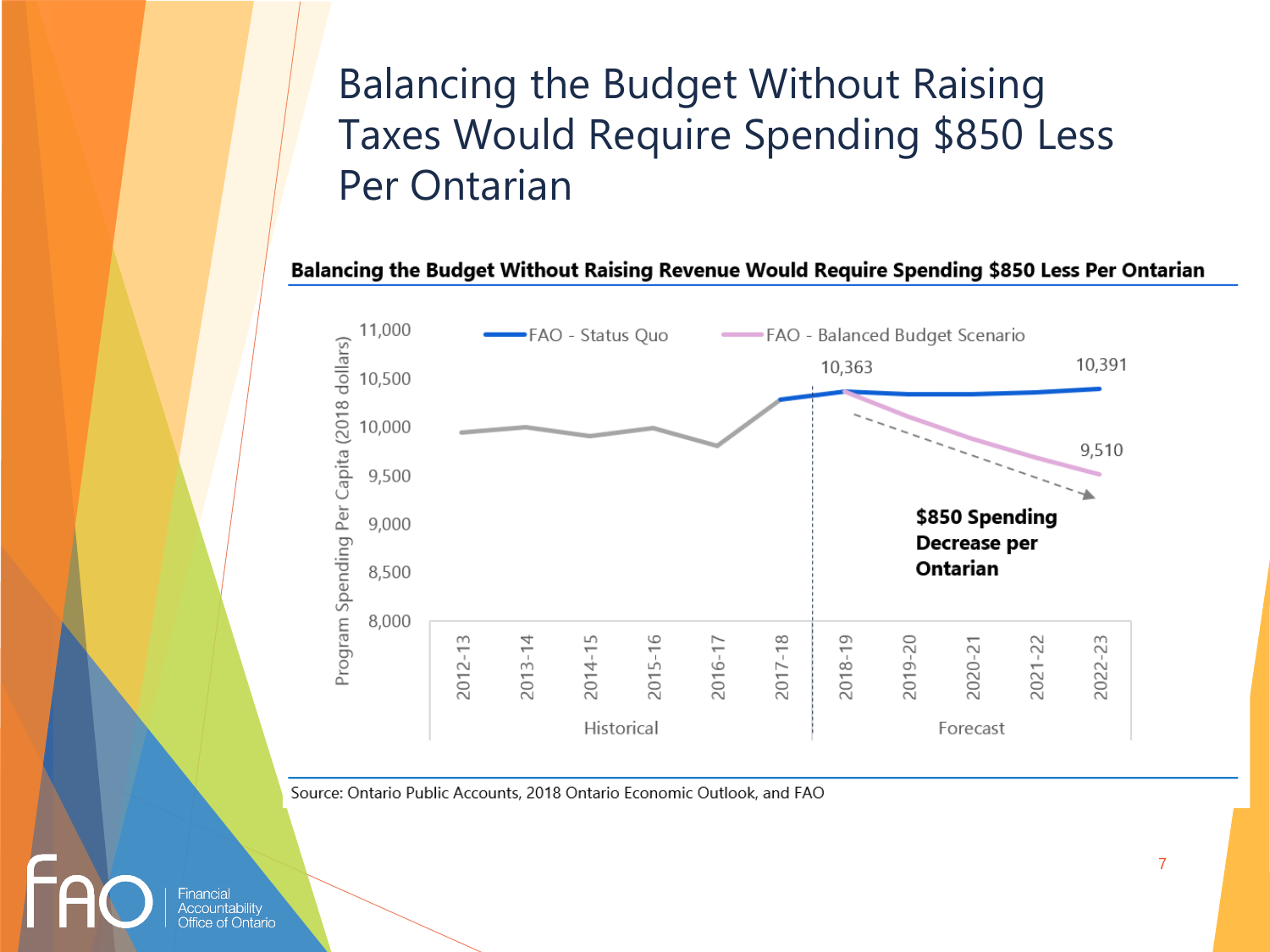# Balancing the Budget Without Raising Taxes Would Require Spending $850 Less Per Ontarian

**Balancing the Budget Without Raising Revenue Would Require Spending $850 Less Per Ontarian**

Program Spending Per Capita (2018 dollars)

FAO - Status Quo | FAO - Balanced Budget Scenario

10,363 | 10,391 | 9,510

**$850 Spending Decrease per Ontarian**

2012-13 | 2013-14 | 2014-15 | 2015-16 | 2016-17 | 2017-18 | 2018-19 | 2019-20 | 2020-21 | 2021-22 | 2022-23

Historical | Forecast

Source: Ontario Public Accounts, 2018 Ontario Economic Outlook, and FAO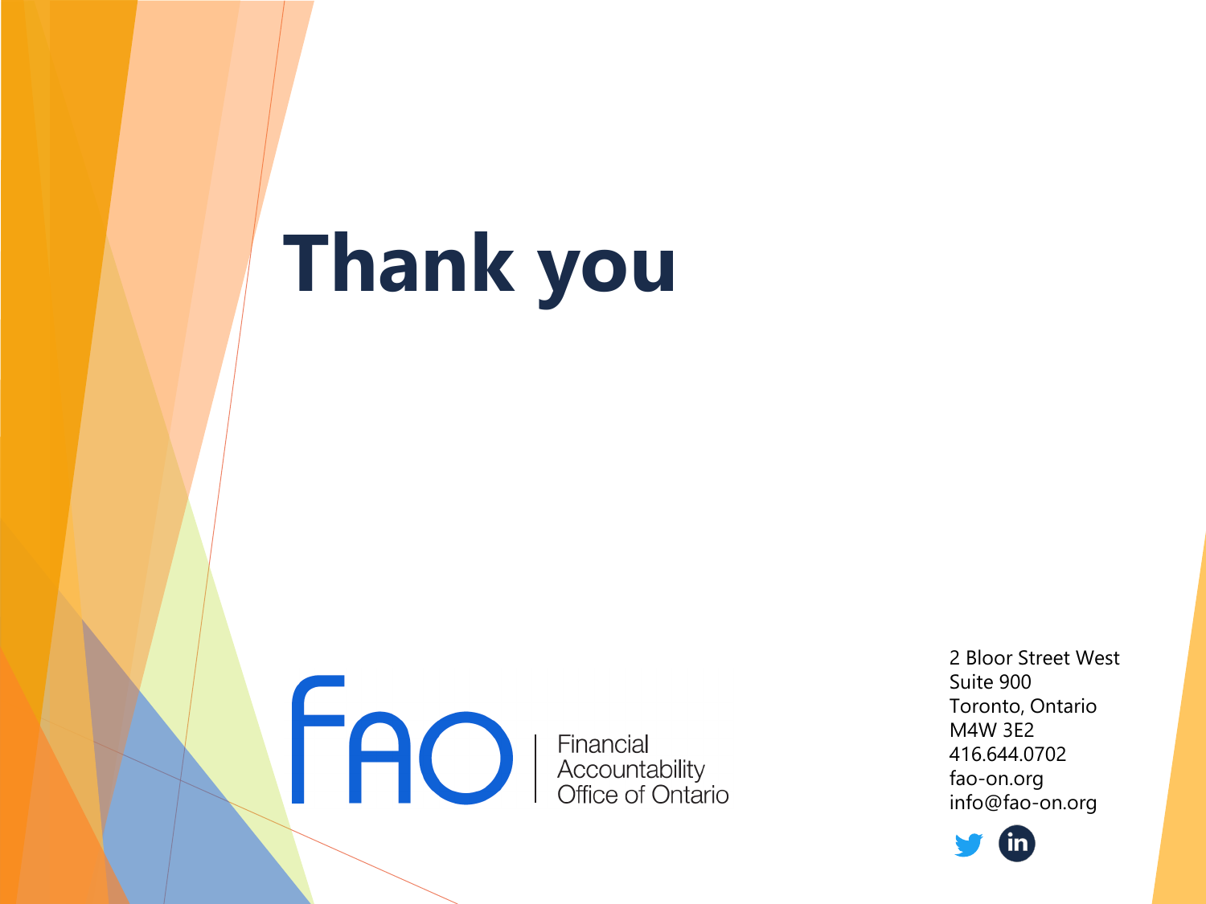# Thank you

Financial Accountability Office of Ontario

2 Bloor Street West
Suite 900
Toronto, Ontario
M4W 3E2
416.644.0702
fao-on.org
info@fao-on.org